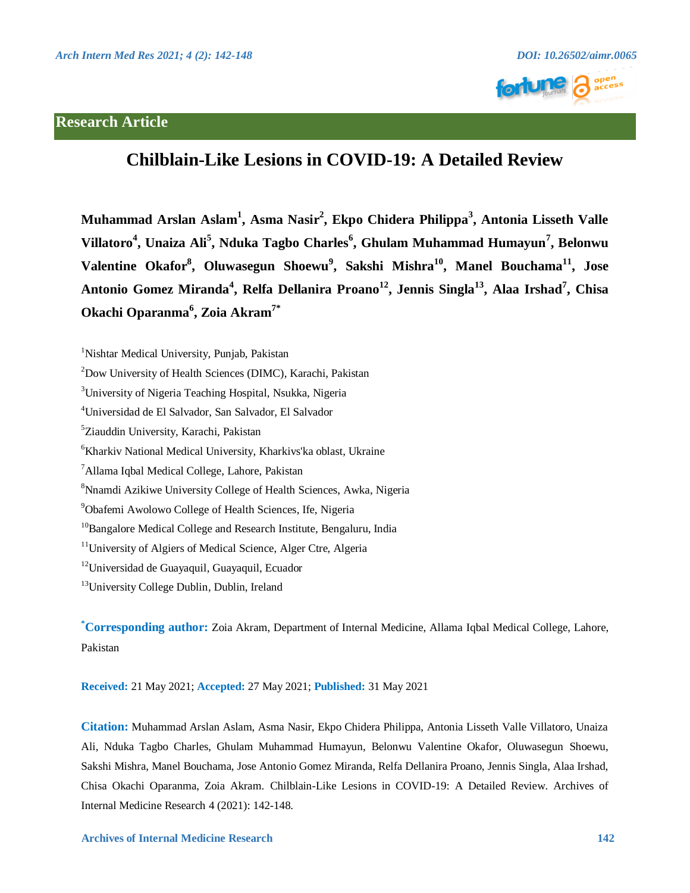## Research Article

# Chilblain-Like Lesions in COVID-19: A Detailed Review

**Muhammad Arslan Aslam[1], Asma Nasir[2], Ekpo Chidera Philippa[3], Antonia Lisseth Valle Villatoro[4], Unaiza Ali[5], Nduka Tagbo Charles[6], Ghulam Muhammad Humayun[7], Belonwu Valentine Okafor[8], Oluwasegun Shoewu[9], Sakshi Mishra[10], Manel Bouchama[11], Jose Antonio Gomez Miranda[4], Relfa Dellanira Proano[12], Jennis Singla[13], Alaa Irshad[7], Chisa Okachi Oparanma[6], Zoia Akram[7*]**

[1]Nishtar Medical University, Punjab, Pakistan

[2]Dow University of Health Sciences (DIMC), Karachi, Pakistan

[3]University of Nigeria Teaching Hospital, Nsukka, Nigeria

[4]Universidad de El Salvador, San Salvador, El Salvador

[5]Ziauddin University, Karachi, Pakistan

[6]Kharkiv National Medical University, Kharkivs'ka oblast, Ukraine

[7]Allama Iqbal Medical College, Lahore, Pakistan

[8]Nnamdi Azikiwe University College of Health Sciences, Awka, Nigeria

[9]Obafemi Awolowo College of Health Sciences, Ife, Nigeria

[10]Bangalore Medical College and Research Institute, Bengaluru, India

[11]University of Algiers of Medical Science, Alger Ctre, Algeria

[12]Universidad de Guayaquil, Guayaquil, Ecuador

[13]University College Dublin, Dublin, Ireland

**[*]Corresponding author:** Zoia Akram, Department of Internal Medicine, Allama Iqbal Medical College, Lahore, Pakistan

**Received:** 21 May 2021; **Accepted:** 27 May 2021; **Published:** 31 May 2021

**Citation:** Muhammad Arslan Aslam, Asma Nasir, Ekpo Chidera Philippa, Antonia Lisseth Valle Villatoro, Unaiza Ali, Nduka Tagbo Charles, Ghulam Muhammad Humayun, Belonwu Valentine Okafor, Oluwasegun Shoewu, Sakshi Mishra, Manel Bouchama, Jose Antonio Gomez Miranda, Relfa Dellanira Proano, Jennis Singla, Alaa Irshad, Chisa Okachi Oparanma, Zoia Akram. Chilblain-Like Lesions in COVID-19: A Detailed Review. Archives of Internal Medicine Research 4 (2021): 142-148.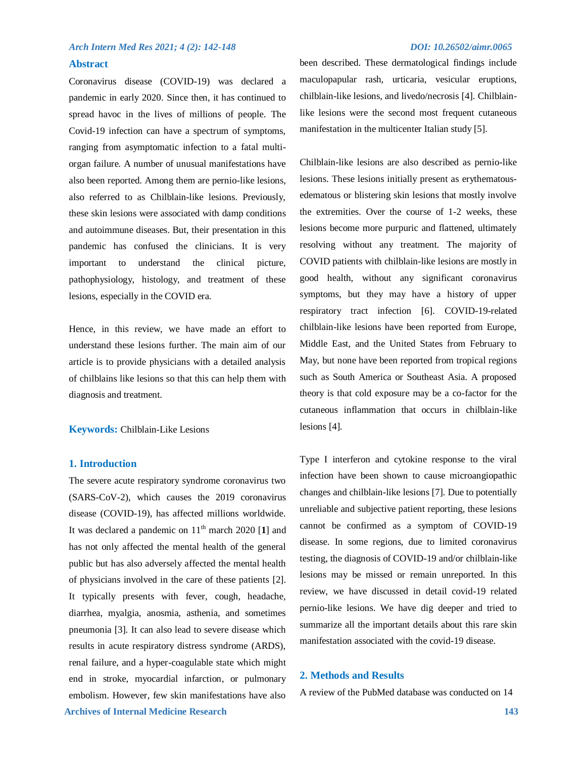## Abstract

Coronavirus disease (COVID-19) was declared a pandemic in early 2020. Since then, it has continued to spread havoc in the lives of millions of people. The Covid-19 infection can have a spectrum of symptoms, ranging from asymptomatic infection to a fatal multi-organ failure. A number of unusual manifestations have also been reported. Among them are pernio-like lesions, also referred to as Chilblain-like lesions. Previously, these skin lesions were associated with damp conditions and autoimmune diseases. But, their presentation in this pandemic has confused the clinicians. It is very important to understand the clinical picture, pathophysiology, histology, and treatment of these lesions, especially in the COVID era.

Hence, in this review, we have made an effort to understand these lesions further. The main aim of our article is to provide physicians with a detailed analysis of chilblains like lesions so that this can help them with diagnosis and treatment.

**Keywords:** Chilblain-Like Lesions

## 1. Introduction

The severe acute respiratory syndrome coronavirus two (SARS-CoV-2), which causes the 2019 coronavirus disease (COVID-19), has affected millions worldwide. It was declared a pandemic on 11th march 2020 [**1**] and has not only affected the mental health of the general public but has also adversely affected the mental health of physicians involved in the care of these patients [2]. It typically presents with fever, cough, headache, diarrhea, myalgia, anosmia, asthenia, and sometimes pneumonia [3]. It can also lead to severe disease which results in acute respiratory distress syndrome (ARDS), renal failure, and a hyper-coagulable state which might end in stroke, myocardial infarction, or pulmonary embolism. However, few skin manifestations have also been described. These dermatological findings include maculopapular rash, urticaria, vesicular eruptions, chilblain-like lesions, and livedo/necrosis [4]. Chilblain-like lesions were the second most frequent cutaneous manifestation in the multicenter Italian study [5].

Chilblain-like lesions are also described as pernio-like lesions. These lesions initially present as erythematous-edematous or blistering skin lesions that mostly involve the extremities. Over the course of 1-2 weeks, these lesions become more purpuric and flattened, ultimately resolving without any treatment. The majority of COVID patients with chilblain-like lesions are mostly in good health, without any significant coronavirus symptoms, but they may have a history of upper respiratory tract infection [6]. COVID-19-related chilblain-like lesions have been reported from Europe, Middle East, and the United States from February to May, but none have been reported from tropical regions such as South America or Southeast Asia. A proposed theory is that cold exposure may be a co-factor for the cutaneous inflammation that occurs in chilblain-like lesions [4].

Type I interferon and cytokine response to the viral infection have been shown to cause microangiopathic changes and chilblain-like lesions [7]. Due to potentially unreliable and subjective patient reporting, these lesions cannot be confirmed as a symptom of COVID-19 disease. In some regions, due to limited coronavirus testing, the diagnosis of COVID-19 and/or chilblain-like lesions may be missed or remain unreported. In this review, we have discussed in detail covid-19 related pernio-like lesions. We have dig deeper and tried to summarize all the important details about this rare skin manifestation associated with the covid-19 disease.

## 2. Methods and Results

A review of the PubMed database was conducted on 14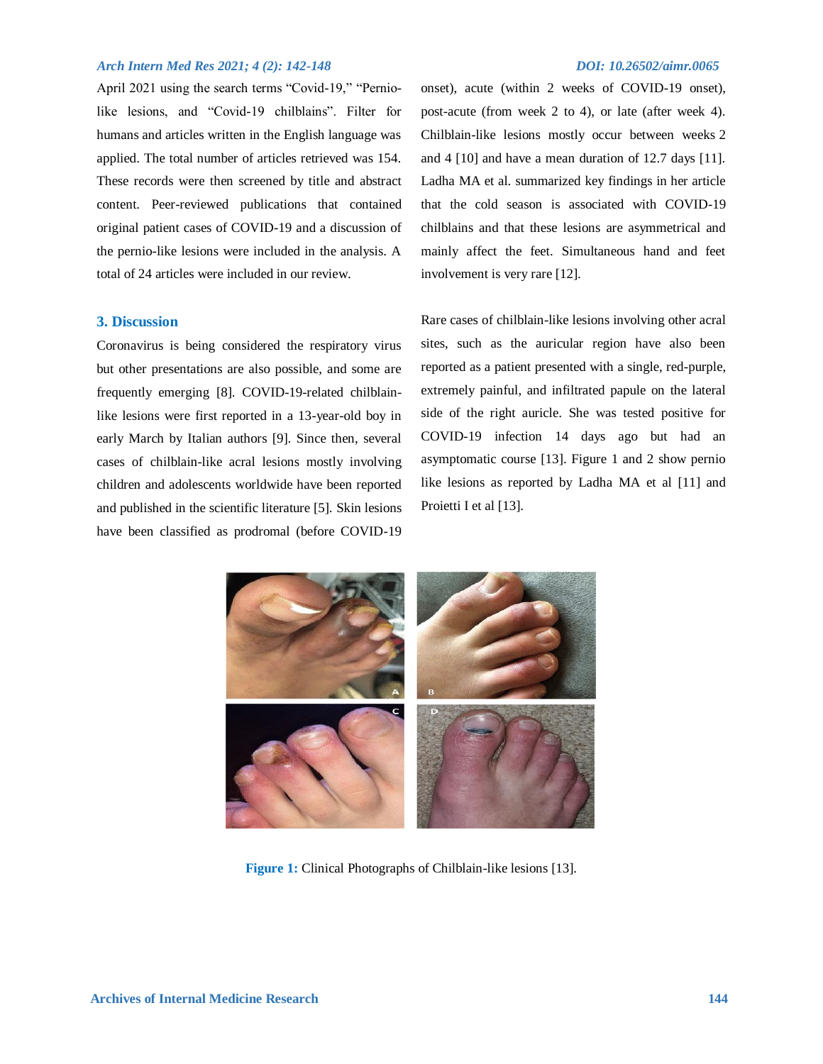April 2021 using the search terms "Covid-19," "Pernio-like lesions, and "Covid-19 chilblains". Filter for humans and articles written in the English language was applied. The total number of articles retrieved was 154. These records were then screened by title and abstract content. Peer-reviewed publications that contained original patient cases of COVID-19 and a discussion of the pernio-like lesions were included in the analysis. A total of 24 articles were included in our review.

## 3. Discussion

Coronavirus is being considered the respiratory virus but other presentations are also possible, and some are frequently emerging [8]. COVID-19-related chilblain-like lesions were first reported in a 13-year-old boy in early March by Italian authors [9]. Since then, several cases of chilblain-like acral lesions mostly involving children and adolescents worldwide have been reported and published in the scientific literature [5]. Skin lesions have been classified as prodromal (before COVID-19 onset), acute (within 2 weeks of COVID-19 onset), post-acute (from week 2 to 4), or late (after week 4). Chilblain-like lesions mostly occur between weeks 2 and 4 [10] and have a mean duration of 12.7 days [11]. Ladha MA et al. summarized key findings in her article that the cold season is associated with COVID-19 chilblains and that these lesions are asymmetrical and mainly affect the feet. Simultaneous hand and feet involvement is very rare [12].

Rare cases of chilblain-like lesions involving other acral sites, such as the auricular region have also been reported as a patient presented with a single, red-purple, extremely painful, and infiltrated papule on the lateral side of the right auricle. She was tested positive for COVID-19 infection 14 days ago but had an asymptomatic course [13]. Figure 1 and 2 show pernio like lesions as reported by Ladha MA et al [11] and Proietti I et al [13].

**Figure 1:** Clinical Photographs of Chilblain-like lesions [13].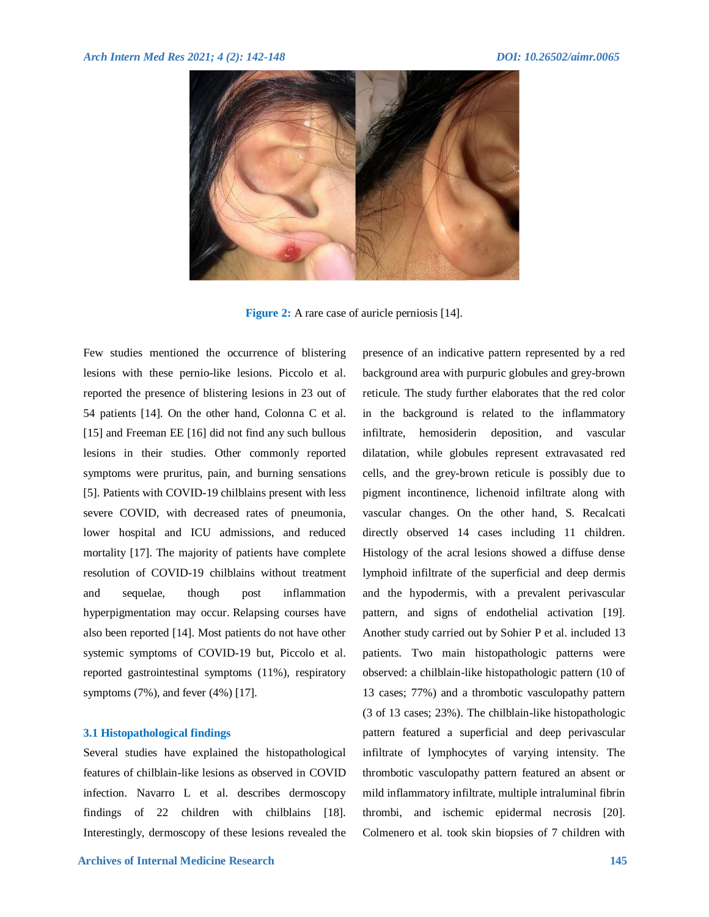Figure 2: A rare case of auricle perniosis [14].

Few studies mentioned the occurrence of blistering lesions with these pernio-like lesions. Piccolo et al. reported the presence of blistering lesions in 23 out of 54 patients [14]. On the other hand, Colonna C et al. [15] and Freeman EE [16] did not find any such bullous lesions in their studies. Other commonly reported symptoms were pruritus, pain, and burning sensations [5]. Patients with COVID-19 chilblains present with less severe COVID, with decreased rates of pneumonia, lower hospital and ICU admissions, and reduced mortality [17]. The majority of patients have complete resolution of COVID-19 chilblains without treatment and sequelae, though post inflammation hyperpigmentation may occur. Relapsing courses have also been reported [14]. Most patients do not have other systemic symptoms of COVID-19 but, Piccolo et al. reported gastrointestinal symptoms (11%), respiratory symptoms (7%), and fever (4%) [17].

### 3.1 Histopathological findings

Several studies have explained the histopathological features of chilblain-like lesions as observed in COVID infection. Navarro L et al. describes dermoscopy findings of 22 children with chilblains [18]. Interestingly, dermoscopy of these lesions revealed the presence of an indicative pattern represented by a red background area with purpuric globules and grey-brown reticule. The study further elaborates that the red color in the background is related to the inflammatory infiltrate, hemosiderin deposition, and vascular dilatation, while globules represent extravasated red cells, and the grey-brown reticule is possibly due to pigment incontinence, lichenoid infiltrate along with vascular changes. On the other hand, S. Recalcati directly observed 14 cases including 11 children. Histology of the acral lesions showed a diffuse dense lymphoid infiltrate of the superficial and deep dermis and the hypodermis, with a prevalent perivascular pattern, and signs of endothelial activation [19]. Another study carried out by Sohier P et al. included 13 patients. Two main histopathologic patterns were observed: a chilblain-like histopathologic pattern (10 of 13 cases; 77%) and a thrombotic vasculopathy pattern (3 of 13 cases; 23%). The chilblain-like histopathologic pattern featured a superficial and deep perivascular infiltrate of lymphocytes of varying intensity. The thrombotic vasculopathy pattern featured an absent or mild inflammatory infiltrate, multiple intraluminal fibrin thrombi, and ischemic epidermal necrosis [20]. Colmenero et al. took skin biopsies of 7 children with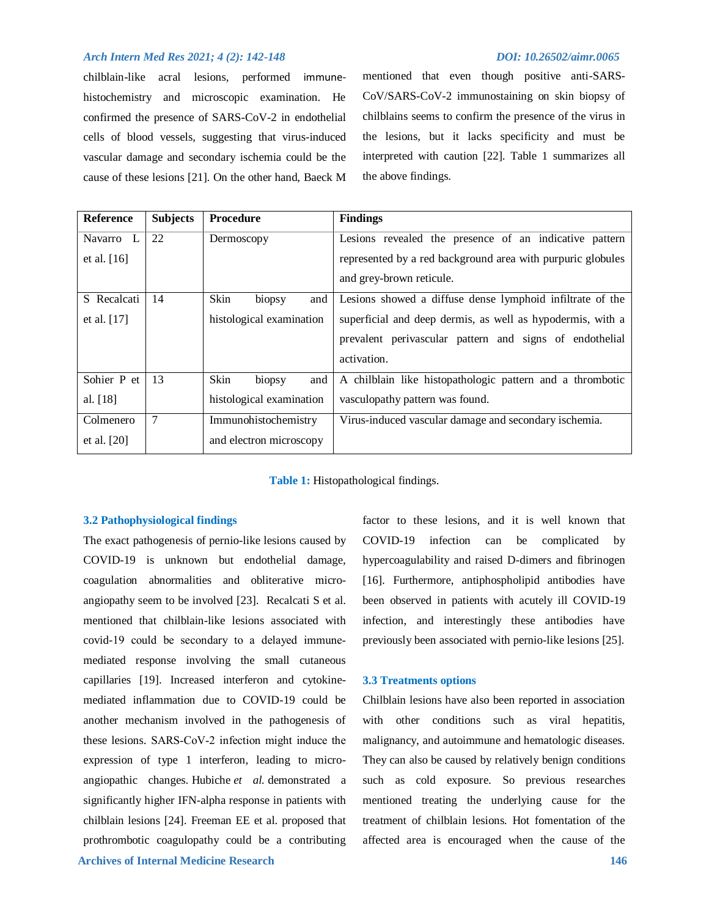chilblain-like acral lesions, performed immune-histochemistry and microscopic examination. He confirmed the presence of SARS-CoV-2 in endothelial cells of blood vessels, suggesting that virus-induced vascular damage and secondary ischemia could be the cause of these lesions [21]. On the other hand, Baeck M mentioned that even though positive anti-SARS-CoV/SARS-CoV-2 immunostaining on skin biopsy of chilblains seems to confirm the presence of the virus in the lesions, but it lacks specificity and must be interpreted with caution [22]. Table 1 summarizes all the above findings.

| Reference | Subjects | Procedure | Findings |
|---|---|---|---|
| Navarro L et al. [16] | 22 | Dermoscopy | Lesions revealed the presence of an indicative pattern represented by a red background area with purpuric globules and grey-brown reticule. |
| S Recalcati et al. [17] | 14 | Skin biopsy and histological examination | Lesions showed a diffuse dense lymphoid infiltrate of the superficial and deep dermis, as well as hypodermis, with a prevalent perivascular pattern and signs of endothelial activation. |
| Sohier P et al. [18] | 13 | Skin biopsy and histological examination | A chilblain like histopathologic pattern and a thrombotic vasculopathy pattern was found. |
| Colmenero et al. [20] | 7 | Immunohistochemistry and electron microscopy | Virus-induced vascular damage and secondary ischemia. |

**Table 1:** Histopathological findings.

### 3.2 Pathophysiological findings

The exact pathogenesis of pernio-like lesions caused by COVID-19 is unknown but endothelial damage, coagulation abnormalities and obliterative micro-angiopathy seem to be involved [23]. Recalcati S et al. mentioned that chilblain-like lesions associated with covid-19 could be secondary to a delayed immune-mediated response involving the small cutaneous capillaries [19]. Increased interferon and cytokine-mediated inflammation due to COVID-19 could be another mechanism involved in the pathogenesis of these lesions. SARS-CoV-2 infection might induce the expression of type 1 interferon, leading to micro-angiopathic changes. Hubiche *et al.* demonstrated a significantly higher IFN-alpha response in patients with chilblain lesions [24]. Freeman EE et al. proposed that prothrombotic coagulopathy could be a contributing factor to these lesions, and it is well known that COVID-19 infection can be complicated by hypercoagulability and raised D-dimers and fibrinogen [16]. Furthermore, antiphospholipid antibodies have been observed in patients with acutely ill COVID-19 infection, and interestingly these antibodies have previously been associated with pernio-like lesions [25].

### 3.3 Treatments options

Chilblain lesions have also been reported in association with other conditions such as viral hepatitis, malignancy, and autoimmune and hematologic diseases. They can also be caused by relatively benign conditions such as cold exposure. So previous researches mentioned treating the underlying cause for the treatment of chilblain lesions. Hot fomentation of the affected area is encouraged when the cause of the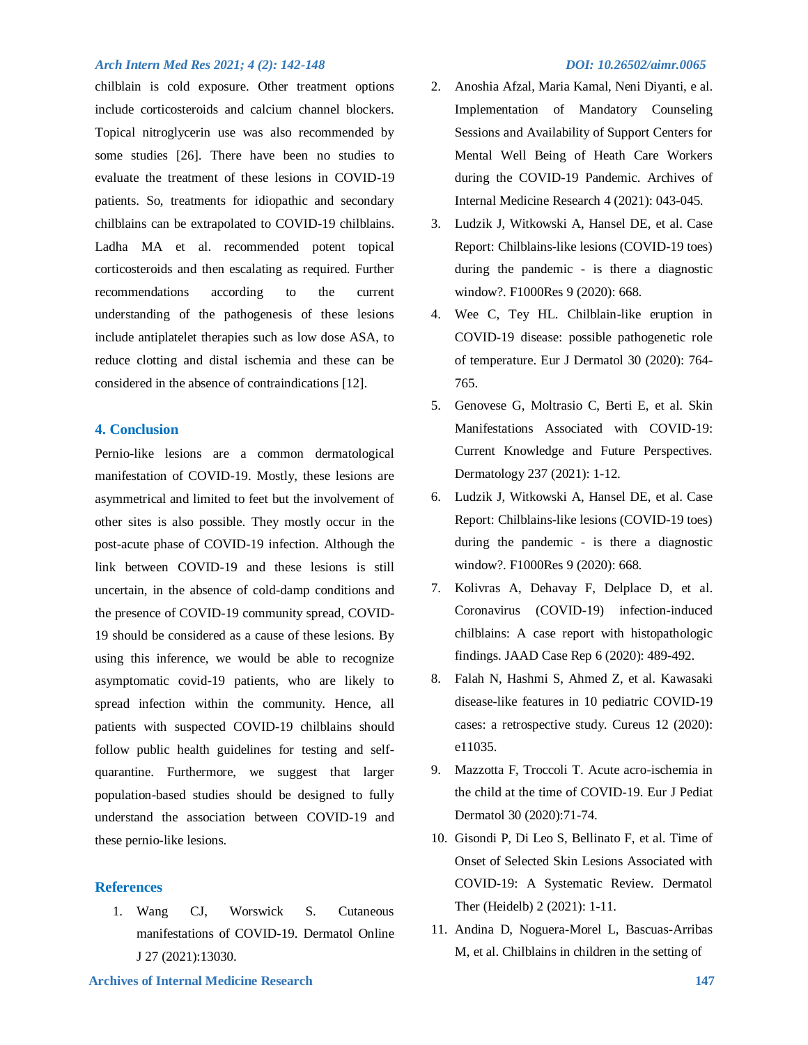chilblain is cold exposure. Other treatment options include corticosteroids and calcium channel blockers. Topical nitroglycerin use was also recommended by some studies [26]. There have been no studies to evaluate the treatment of these lesions in COVID-19 patients. So, treatments for idiopathic and secondary chilblains can be extrapolated to COVID-19 chilblains. Ladha MA et al. recommended potent topical corticosteroids and then escalating as required. Further recommendations according to the current understanding of the pathogenesis of these lesions include antiplatelet therapies such as low dose ASA, to reduce clotting and distal ischemia and these can be considered in the absence of contraindications [12].

## 4. Conclusion

Pernio-like lesions are a common dermatological manifestation of COVID-19. Mostly, these lesions are asymmetrical and limited to feet but the involvement of other sites is also possible. They mostly occur in the post-acute phase of COVID-19 infection. Although the link between COVID-19 and these lesions is still uncertain, in the absence of cold-damp conditions and the presence of COVID-19 community spread, COVID-19 should be considered as a cause of these lesions. By using this inference, we would be able to recognize asymptomatic covid-19 patients, who are likely to spread infection within the community. Hence, all patients with suspected COVID-19 chilblains should follow public health guidelines for testing and self-quarantine. Furthermore, we suggest that larger population-based studies should be designed to fully understand the association between COVID-19 and these pernio-like lesions.

## References

1. Wang CJ, Worswick S. Cutaneous manifestations of COVID-19. Dermatol Online J 27 (2021):13030.
2. Anoshia Afzal, Maria Kamal, Neni Diyanti, e al. Implementation of Mandatory Counseling Sessions and Availability of Support Centers for Mental Well Being of Heath Care Workers during the COVID-19 Pandemic. Archives of Internal Medicine Research 4 (2021): 043-045.
3. Ludzik J, Witkowski A, Hansel DE, et al. Case Report: Chilblains-like lesions (COVID-19 toes) during the pandemic - is there a diagnostic window?. F1000Res 9 (2020): 668.
4. Wee C, Tey HL. Chilblain-like eruption in COVID-19 disease: possible pathogenetic role of temperature. Eur J Dermatol 30 (2020): 764-765.
5. Genovese G, Moltrasio C, Berti E, et al. Skin Manifestations Associated with COVID-19: Current Knowledge and Future Perspectives. Dermatology 237 (2021): 1-12.
6. Ludzik J, Witkowski A, Hansel DE, et al. Case Report: Chilblains-like lesions (COVID-19 toes) during the pandemic - is there a diagnostic window?. F1000Res 9 (2020): 668.
7. Kolivras A, Dehavay F, Delplace D, et al. Coronavirus (COVID-19) infection-induced chilblains: A case report with histopathologic findings. JAAD Case Rep 6 (2020): 489-492.
8. Falah N, Hashmi S, Ahmed Z, et al. Kawasaki disease-like features in 10 pediatric COVID-19 cases: a retrospective study. Cureus 12 (2020): e11035.
9. Mazzotta F, Troccoli T. Acute acro-ischemia in the child at the time of COVID-19. Eur J Pediat Dermatol 30 (2020):71-74.
10. Gisondi P, Di Leo S, Bellinato F, et al. Time of Onset of Selected Skin Lesions Associated with COVID-19: A Systematic Review. Dermatol Ther (Heidelb) 2 (2021): 1-11.
11. Andina D, Noguera-Morel L, Bascuas-Arribas M, et al. Chilblains in children in the setting of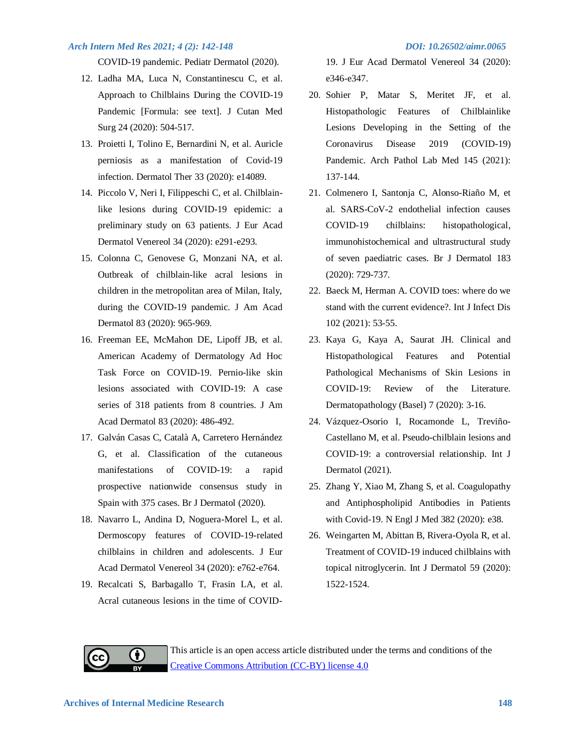COVID-19 pandemic. Pediatr Dermatol (2020).

12. Ladha MA, Luca N, Constantinescu C, et al. Approach to Chilblains During the COVID-19 Pandemic [Formula: see text]. J Cutan Med Surg 24 (2020): 504-517.
13. Proietti I, Tolino E, Bernardini N, et al. Auricle perniosis as a manifestation of Covid-19 infection. Dermatol Ther 33 (2020): e14089.
14. Piccolo V, Neri I, Filippeschi C, et al. Chilblain-like lesions during COVID-19 epidemic: a preliminary study on 63 patients. J Eur Acad Dermatol Venereol 34 (2020): e291-e293.
15. Colonna C, Genovese G, Monzani NA, et al. Outbreak of chilblain-like acral lesions in children in the metropolitan area of Milan, Italy, during the COVID-19 pandemic. J Am Acad Dermatol 83 (2020): 965-969.
16. Freeman EE, McMahon DE, Lipoff JB, et al. American Academy of Dermatology Ad Hoc Task Force on COVID-19. Pernio-like skin lesions associated with COVID-19: A case series of 318 patients from 8 countries. J Am Acad Dermatol 83 (2020): 486-492.
17. Galván Casas C, Català A, Carretero Hernández G, et al. Classification of the cutaneous manifestations of COVID-19: a rapid prospective nationwide consensus study in Spain with 375 cases. Br J Dermatol (2020).
18. Navarro L, Andina D, Noguera-Morel L, et al. Dermoscopy features of COVID-19-related chilblains in children and adolescents. J Eur Acad Dermatol Venereol 34 (2020): e762-e764.
19. Recalcati S, Barbagallo T, Frasin LA, et al. Acral cutaneous lesions in the time of COVID-19. J Eur Acad Dermatol Venereol 34 (2020): e346-e347.
20. Sohier P, Matar S, Meritet JF, et al. Histopathologic Features of Chilblainlike Lesions Developing in the Setting of the Coronavirus Disease 2019 (COVID-19) Pandemic. Arch Pathol Lab Med 145 (2021): 137-144.
21. Colmenero I, Santonja C, Alonso-Riaño M, et al. SARS-CoV-2 endothelial infection causes COVID-19 chilblains: histopathological, immunohistochemical and ultrastructural study of seven paediatric cases. Br J Dermatol 183 (2020): 729-737.
22. Baeck M, Herman A. COVID toes: where do we stand with the current evidence?. Int J Infect Dis 102 (2021): 53-55.
23. Kaya G, Kaya A, Saurat JH. Clinical and Histopathological Features and Potential Pathological Mechanisms of Skin Lesions in COVID-19: Review of the Literature. Dermatopathology (Basel) 7 (2020): 3-16.
24. Vázquez-Osorio I, Rocamonde L, Treviño-Castellano M, et al. Pseudo-chilblain lesions and COVID-19: a controversial relationship. Int J Dermatol (2021).
25. Zhang Y, Xiao M, Zhang S, et al. Coagulopathy and Antiphospholipid Antibodies in Patients with Covid-19. N Engl J Med 382 (2020): e38.
26. Weingarten M, Abittan B, Rivera-Oyola R, et al. Treatment of COVID-19 induced chilblains with topical nitroglycerin. Int J Dermatol 59 (2020): 1522-1524.

This article is an open access article distributed under the terms and conditions of the [Creative Commons Attribution (CC-BY) license 4.0](https://creativecommons.org/licenses/by/4.0/)